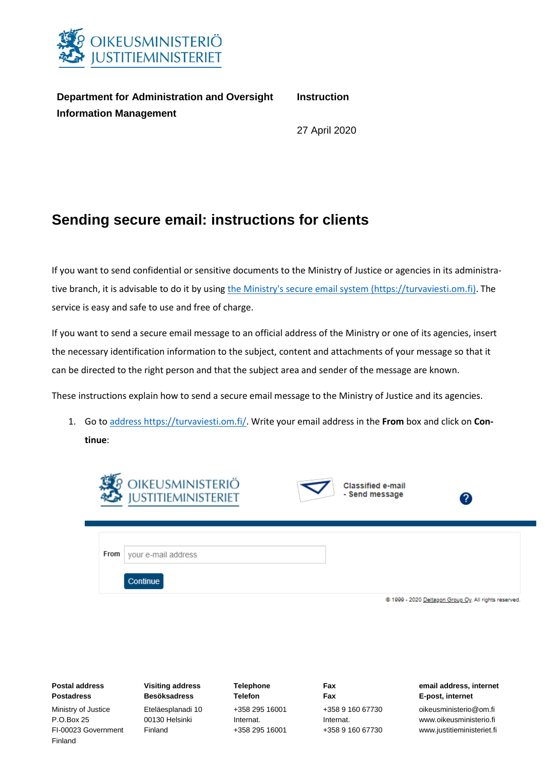OIKEUSMINISTERIÖ
JUSTITIEMINISTERIET

**Department for Administration and Oversight**
**Information Management**

**Instruction**

27 April 2020

# Sending secure email: instructions for clients

If you want to send confidential or sensitive documents to the Ministry of Justice or agencies in its administrative branch, it is advisable to do it by using [the Ministry's secure email system (https://turvaviesti.om.fi)](https://turvaviesti.om.fi). The service is easy and safe to use and free of charge.

If you want to send a secure email message to an official address of the Ministry or one of its agencies, insert the necessary identification information to the subject, content and attachments of your message so that it can be directed to the right person and that the subject area and sender of the message are known.

These instructions explain how to send a secure email message to the Ministry of Justice and its agencies.

1. Go to [address https://turvaviesti.om.fi/](https://turvaviesti.om.fi/). Write your email address in the **From** box and click on **Continue**:

OIKEUSMINISTERIÖ JUSTITIEMINISTERIET — Classified e-mail - Send message

From: your e-mail address

Continue

© 1999 - 2020 Deltagon Group Oy. All rights reserved.

| Postal address<br>Postadress | Visiting address<br>Besöksadress | Telephone<br>Telefon | Fax<br>Fax | email address, internet<br>E-post, internet |
|---|---|---|---|---|
| Ministry of Justice<br>P.O.Box 25<br>FI-00023 Government<br>Finland | Eteläesplanadi 10<br>00130 Helsinki<br>Finland | +358 295 16001<br>Internat.<br>+358 295 16001 | +358 9 160 67730<br>Internat.<br>+358 9 160 67730 | oikeusministerio@om.fi<br>www.oikeusministerio.fi<br>www.justitieministeriet.fi |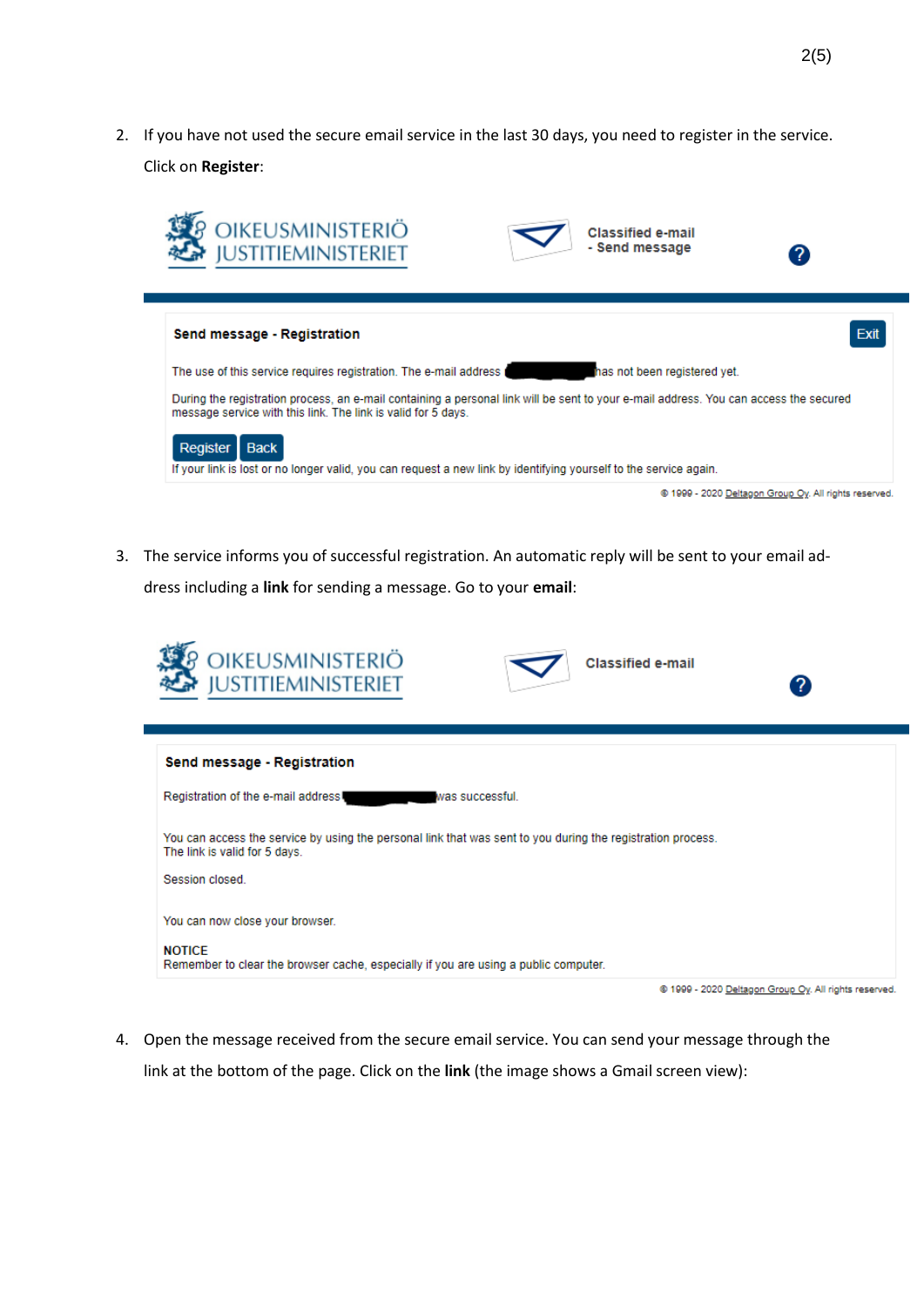2. If you have not used the secure email service in the last 30 days, you need to register in the service. Click on **Register**:

OIKEUSMINISTERIÖ
JUSTITIEMINISTERIET

Classified e-mail
- Send message

**Send message - Registration**

Exit

The use of this service requires registration. The e-mail address ██████ has not been registered yet.

During the registration process, an e-mail containing a personal link will be sent to your e-mail address. You can access the secured message service with this link. The link is valid for 5 days.

Register Back

If your link is lost or no longer valid, you can request a new link by identifying yourself to the service again.

© 1999 - 2020 Deltagon Group Oy. All rights reserved.

3. The service informs you of successful registration. An automatic reply will be sent to your email address including a **link** for sending a message. Go to your **email**:

OIKEUSMINISTERIÖ
JUSTITIEMINISTERIET

Classified e-mail

**Send message - Registration**

Registration of the e-mail address ██████ was successful.

You can access the service by using the personal link that was sent to you during the registration process.
The link is valid for 5 days.

Session closed.

You can now close your browser.

NOTICE
Remember to clear the browser cache, especially if you are using a public computer.

© 1999 - 2020 Deltagon Group Oy. All rights reserved.

4. Open the message received from the secure email service. You can send your message through the link at the bottom of the page. Click on the **link** (the image shows a Gmail screen view):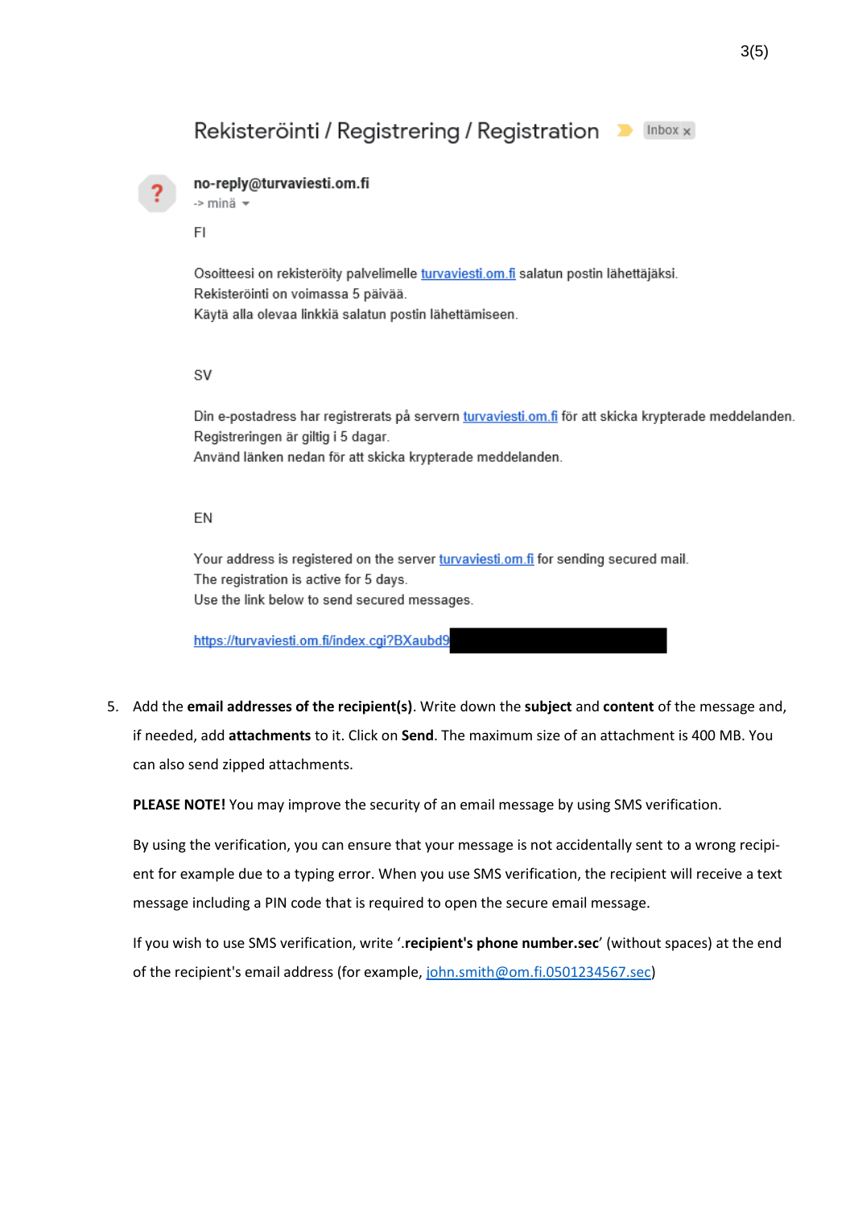Rekisteröinti / Registrering / Registration  Inbox x

no-reply@turvaviesti.om.fi
-> minä

FI

Osoitteesi on rekisteröity palvelimelle turvaviesti.om.fi salatun postin lähettäjäksi.
Rekisteröinti on voimassa 5 päivää.
Käytä alla olevaa linkkiä salatun postin lähettämiseen.

SV

Din e-postadress har registrerats på servern turvaviesti.om.fi för att skicka krypterade meddelanden.
Registreringen är giltig i 5 dagar.
Använd länken nedan för att skicka krypterade meddelanden.

EN

Your address is registered on the server turvaviesti.om.fi for sending secured mail.
The registration is active for 5 days.
Use the link below to send secured messages.

https://turvaviesti.om.fi/index.cgi?BXaubd9

5. Add the **email addresses of the recipient(s)**. Write down the **subject** and **content** of the message and, if needed, add **attachments** to it. Click on **Send**. The maximum size of an attachment is 400 MB. You can also send zipped attachments.

   **PLEASE NOTE!** You may improve the security of an email message by using SMS verification.

   By using the verification, you can ensure that your message is not accidentally sent to a wrong recipient for example due to a typing error. When you use SMS verification, the recipient will receive a text message including a PIN code that is required to open the secure email message.

   If you wish to use SMS verification, write '**.recipient's phone number.sec**' (without spaces) at the end of the recipient's email address (for example, john.smith@om.fi.0501234567.sec)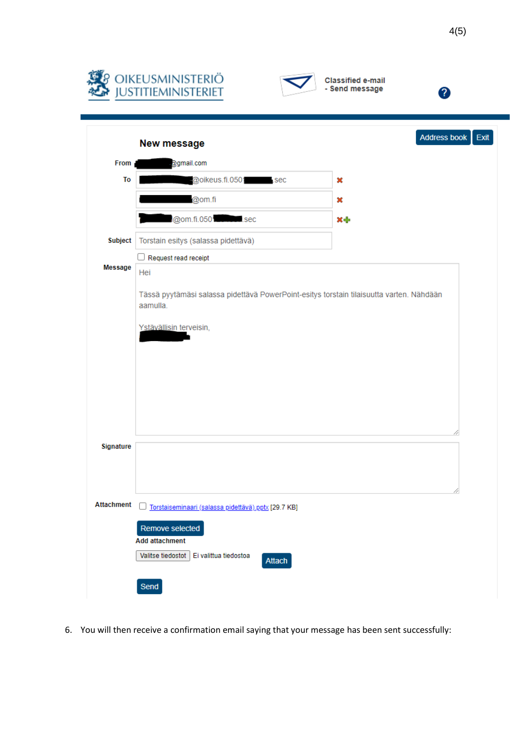OIKEUSMINISTERIÖ
JUSTITIEMINISTERIET

Classified e-mail
- Send message

Address book | Exit

**New message**

**From** @gmail.com

**To** @oikeus.fi.050 sec

@om.fi

@om.fi.050 sec

**Subject** Torstain esitys (salassa pidettävä)

Request read receipt

**Message**

Hei

Tässä pyytämäsi salassa pidettävä PowerPoint-esitys torstain tilaisuutta varten. Nähdään aamulla.

Ystävällisin terveisin,

**Signature**

**Attachment** Torstaiseminaari (salassa pidettävä).pptx [29.7 KB]

Remove selected

**Add attachment**

Valitse tiedostot Ei valittua tiedostoa

Attach

Send

6. You will then receive a confirmation email saying that your message has been sent successfully: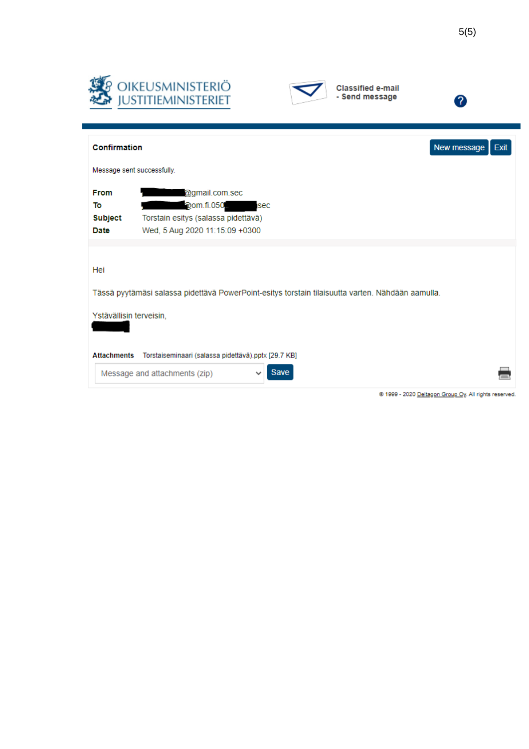OIKEUSMINISTERIÖ
JUSTITIEMINISTERIET

**Classified e-mail - Send message**

**Confirmation**

New message | Exit

Message sent successfully.

| | |
|---|---|
| **From** | @gmail.com.sec |
| **To** | @om.fi.050 sec |
| **Subject** | Torstain esitys (salassa pidettävä) |
| **Date** | Wed, 5 Aug 2020 11:15:09 +0300 |

Hei

Tässä pyytämäsi salassa pidettävä PowerPoint-esitys torstain tilaisuutta varten. Nähdään aamulla.

Ystävällisin terveisin,

**Attachments** Torstaiseminaari (salassa pidettävä).pptx [29.7 KB]

Message and attachments (zip) | Save

© 1999 - 2020 Deltagon Group Oy. All rights reserved.